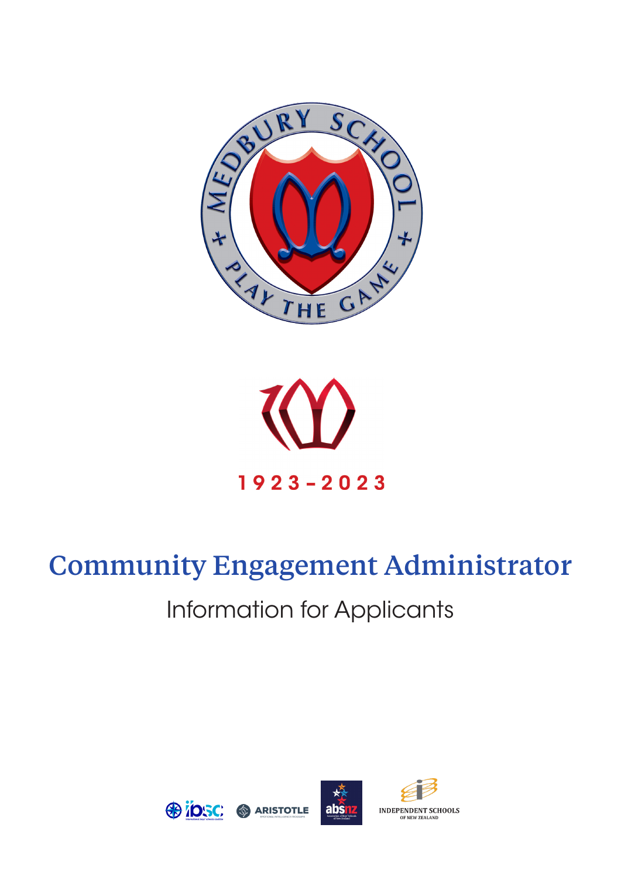1923 - 2023

# Community Engagement Administrator

## Information for Applicants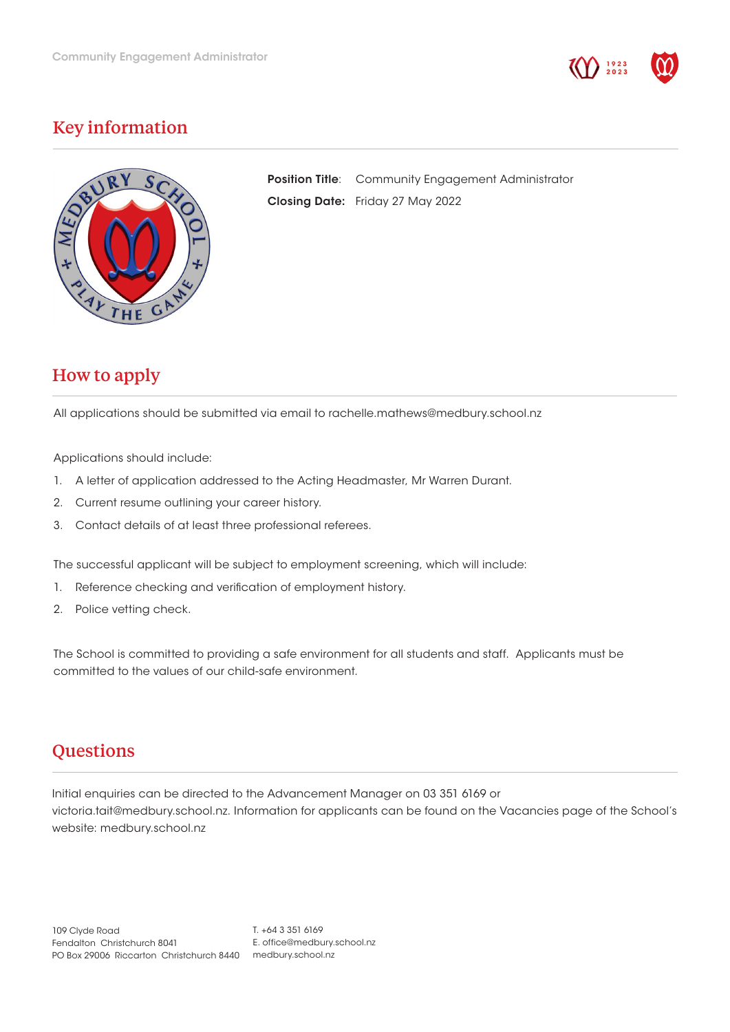## Key information

**Position Title**: Community Engagement Administrator

**Closing Date:** Friday 27 May 2022

## How to apply

All applications should be submitted via email to rachelle.mathews@medbury.school.nz

Applications should include:

1. A letter of application addressed to the Acting Headmaster, Mr Warren Durant.
2. Current resume outlining your career history.
3. Contact details of at least three professional referees.

The successful applicant will be subject to employment screening, which will include:

1. Reference checking and verification of employment history.
2. Police vetting check.

The School is committed to providing a safe environment for all students and staff. Applicants must be committed to the values of our child-safe environment.

## Questions

Initial enquiries can be directed to the Advancement Manager on 03 351 6169 or victoria.tait@medbury.school.nz. Information for applicants can be found on the Vacancies page of the School's website: medbury.school.nz

109 Clyde Road
Fendalton Christchurch 8041
PO Box 29006 Riccarton Christchurch 8440

T. +64 3 351 6169
E. office@medbury.school.nz
medbury.school.nz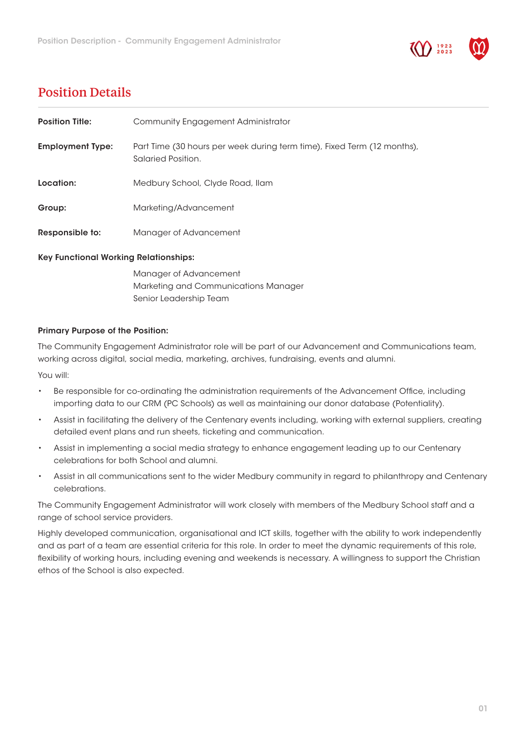## Position Details

**Position Title:** Community Engagement Administrator

**Employment Type:** Part Time (30 hours per week during term time), Fixed Term (12 months), Salaried Position.

**Location:** Medbury School, Clyde Road, Ilam

**Group:** Marketing/Advancement

**Responsible to:** Manager of Advancement

**Key Functional Working Relationships:**

Manager of Advancement
Marketing and Communications Manager
Senior Leadership Team

**Primary Purpose of the Position:**

The Community Engagement Administrator role will be part of our Advancement and Communications team, working across digital, social media, marketing, archives, fundraising, events and alumni.

You will:

- Be responsible for co-ordinating the administration requirements of the Advancement Office, including importing data to our CRM (PC Schools) as well as maintaining our donor database (Potentiality).
- Assist in facilitating the delivery of the Centenary events including, working with external suppliers, creating detailed event plans and run sheets, ticketing and communication.
- Assist in implementing a social media strategy to enhance engagement leading up to our Centenary celebrations for both School and alumni.
- Assist in all communications sent to the wider Medbury community in regard to philanthropy and Centenary celebrations.

The Community Engagement Administrator will work closely with members of the Medbury School staff and a range of school service providers.

Highly developed communication, organisational and ICT skills, together with the ability to work independently and as part of a team are essential criteria for this role. In order to meet the dynamic requirements of this role, flexibility of working hours, including evening and weekends is necessary. A willingness to support the Christian ethos of the School is also expected.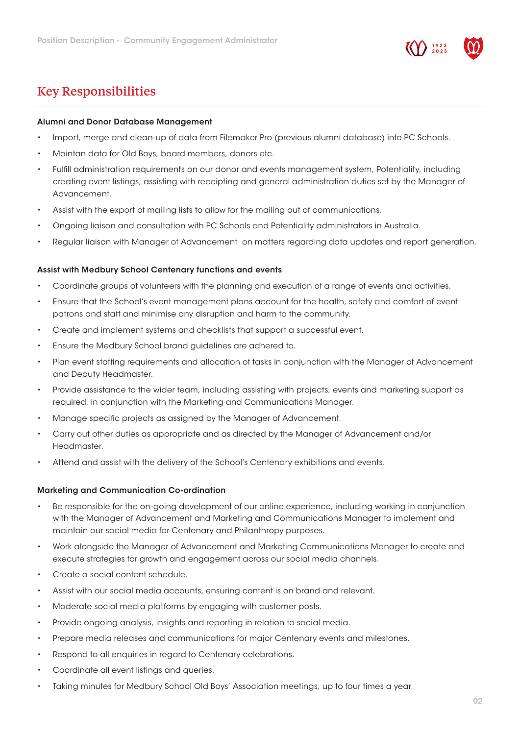## Key Responsibilities

**Alumni and Donor Database Management**

- Import, merge and clean-up of data from Filemaker Pro (previous alumni database) into PC Schools.
- Maintan data for Old Boys, board members, donors etc.
- Fulfill administration requirements on our donor and events management system, Potentiality, including creating event listings, assisting with receipting and general administration duties set by the Manager of Advancement.
- Assist with the export of mailing lists to allow for the mailing out of communications.
- Ongoing liaison and consultation with PC Schools and Potentiality administrators in Australia.
- Regular liaison with Manager of Advancement on matters regarding data updates and report generation.

**Assist with Medbury School Centenary functions and events**

- Coordinate groups of volunteers with the planning and execution of a range of events and activities.
- Ensure that the School's event management plans account for the health, safety and comfort of event patrons and staff and minimise any disruption and harm to the community.
- Create and implement systems and checklists that support a successful event.
- Ensure the Medbury School brand guidelines are adhered to.
- Plan event staffing requirements and allocation of tasks in conjunction with the Manager of Advancement and Deputy Headmaster.
- Provide assistance to the wider team, including assisting with projects, events and marketing support as required, in conjunction with the Marketing and Communications Manager.
- Manage specific projects as assigned by the Manager of Advancement.
- Carry out other duties as appropriate and as directed by the Manager of Advancement and/or Headmaster.
- Attend and assist with the delivery of the School's Centenary exhibitions and events.

**Marketing and Communication Co-ordination**

- Be responsible for the on-going development of our online experience, including working in conjunction with the Manager of Advancement and Marketing and Communications Manager to implement and maintain our social media for Centenary and Philanthropy purposes.
- Work alongside the Manager of Advancement and Marketing Communications Manager to create and execute strategies for growth and engagement across our social media channels.
- Create a social content schedule.
- Assist with our social media accounts, ensuring content is on brand and relevant.
- Moderate social media platforms by engaging with customer posts.
- Provide ongoing analysis, insights and reporting in relation to social media.
- Prepare media releases and communications for major Centenary events and milestones.
- Respond to all enquiries in regard to Centenary celebrations.
- Coordinate all event listings and queries.
- Taking minutes for Medbury School Old Boys' Association meetings, up to four times a year.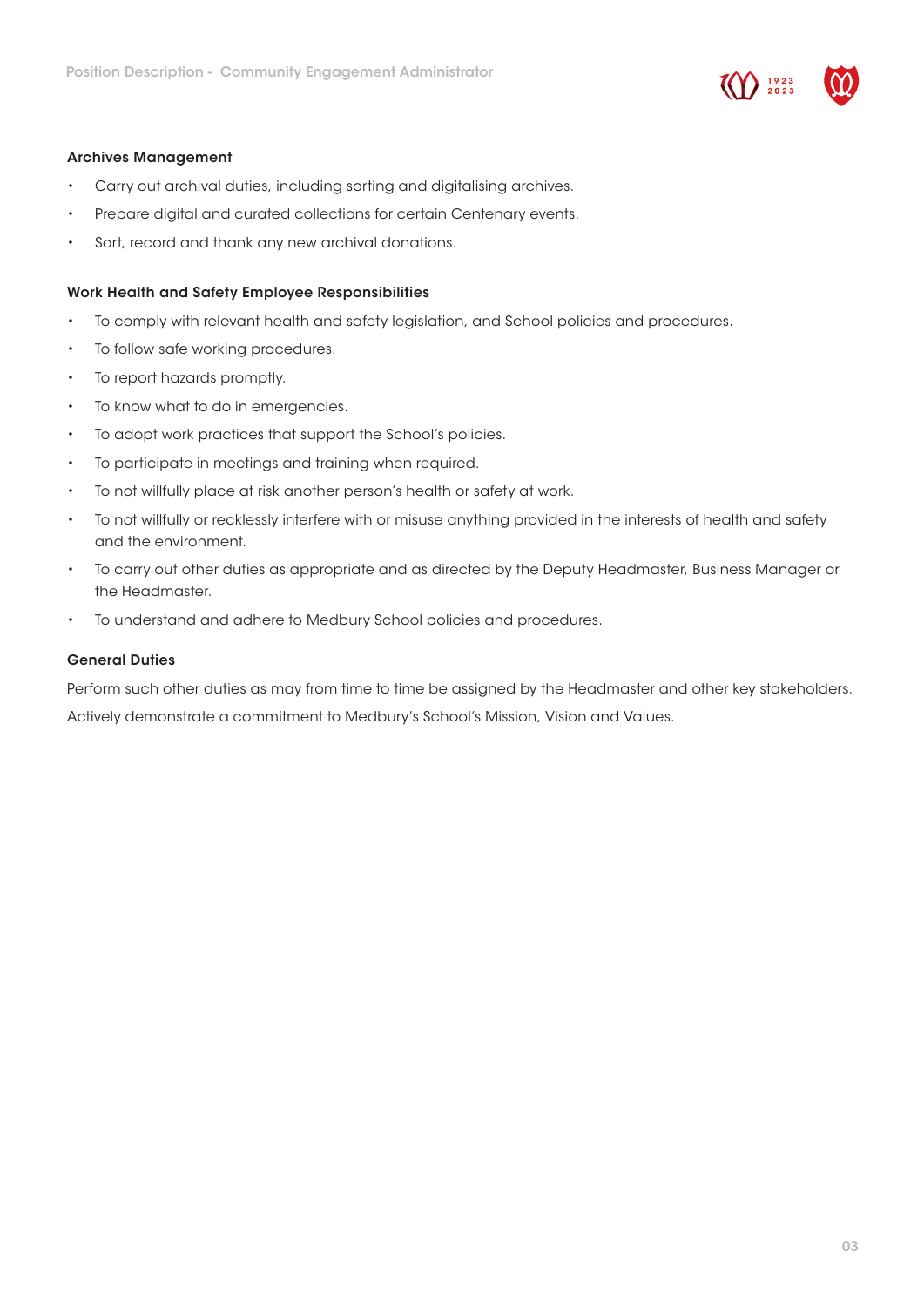### Archives Management

- Carry out archival duties, including sorting and digitalising archives.
- Prepare digital and curated collections for certain Centenary events.
- Sort, record and thank any new archival donations.

### Work Health and Safety Employee Responsibilities

- To comply with relevant health and safety legislation, and School policies and procedures.
- To follow safe working procedures.
- To report hazards promptly.
- To know what to do in emergencies.
- To adopt work practices that support the School's policies.
- To participate in meetings and training when required.
- To not willfully place at risk another person's health or safety at work.
- To not willfully or recklessly interfere with or misuse anything provided in the interests of health and safety and the environment.
- To carry out other duties as appropriate and as directed by the Deputy Headmaster, Business Manager or the Headmaster.
- To understand and adhere to Medbury School policies and procedures.

### General Duties

Perform such other duties as may from time to time be assigned by the Headmaster and other key stakeholders.

Actively demonstrate a commitment to Medbury's School's Mission, Vision and Values.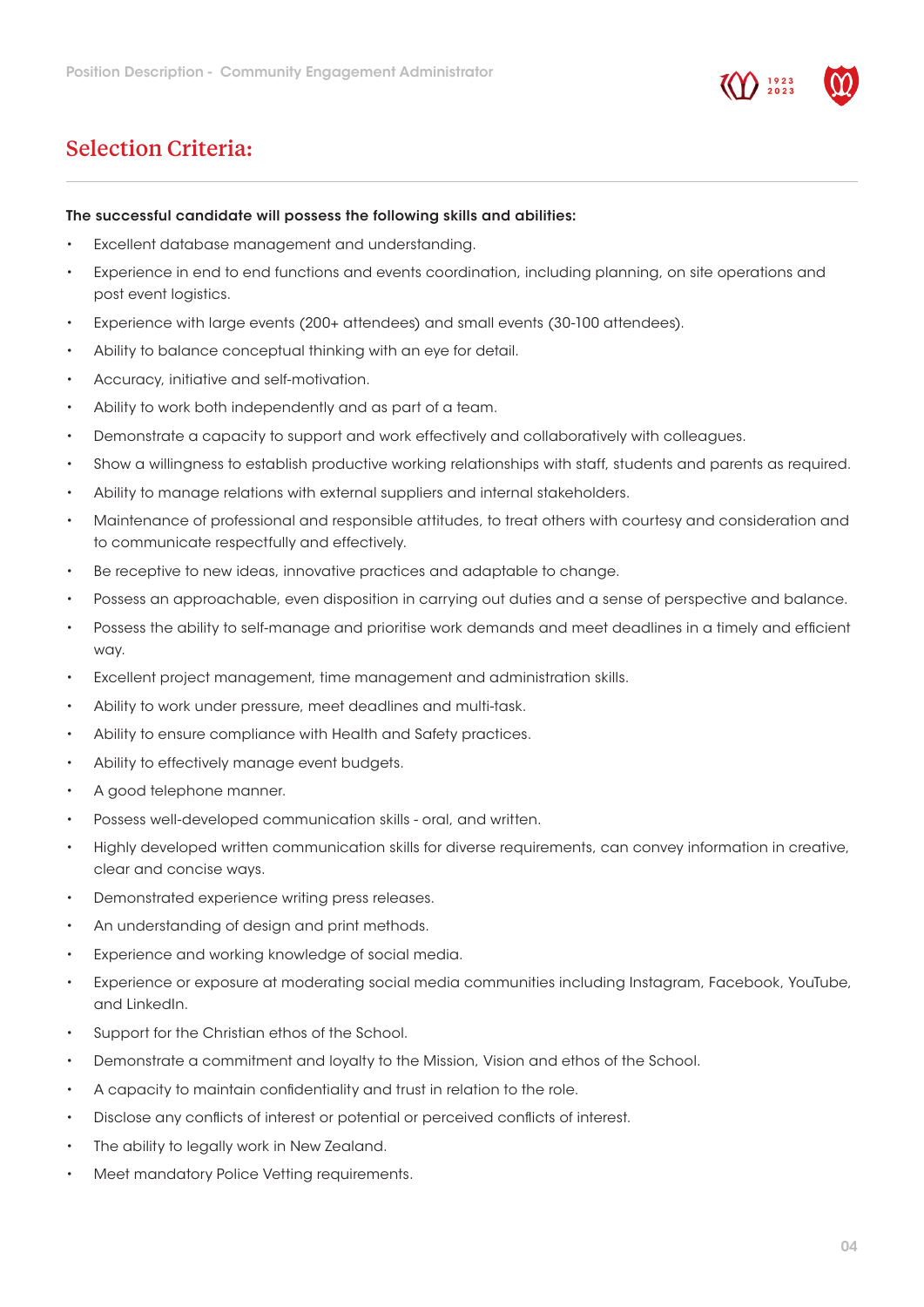## Selection Criteria:

**The successful candidate will possess the following skills and abilities:**

- Excellent database management and understanding.
- Experience in end to end functions and events coordination, including planning, on site operations and post event logistics.
- Experience with large events (200+ attendees) and small events (30-100 attendees).
- Ability to balance conceptual thinking with an eye for detail.
- Accuracy, initiative and self-motivation.
- Ability to work both independently and as part of a team.
- Demonstrate a capacity to support and work effectively and collaboratively with colleagues.
- Show a willingness to establish productive working relationships with staff, students and parents as required.
- Ability to manage relations with external suppliers and internal stakeholders.
- Maintenance of professional and responsible attitudes, to treat others with courtesy and consideration and to communicate respectfully and effectively.
- Be receptive to new ideas, innovative practices and adaptable to change.
- Possess an approachable, even disposition in carrying out duties and a sense of perspective and balance.
- Possess the ability to self-manage and prioritise work demands and meet deadlines in a timely and efficient way.
- Excellent project management, time management and administration skills.
- Ability to work under pressure, meet deadlines and multi-task.
- Ability to ensure compliance with Health and Safety practices.
- Ability to effectively manage event budgets.
- A good telephone manner.
- Possess well-developed communication skills - oral, and written.
- Highly developed written communication skills for diverse requirements, can convey information in creative, clear and concise ways.
- Demonstrated experience writing press releases.
- An understanding of design and print methods.
- Experience and working knowledge of social media.
- Experience or exposure at moderating social media communities including Instagram, Facebook, YouTube, and LinkedIn.
- Support for the Christian ethos of the School.
- Demonstrate a commitment and loyalty to the Mission, Vision and ethos of the School.
- A capacity to maintain confidentiality and trust in relation to the role.
- Disclose any conflicts of interest or potential or perceived conflicts of interest.
- The ability to legally work in New Zealand.
- Meet mandatory Police Vetting requirements.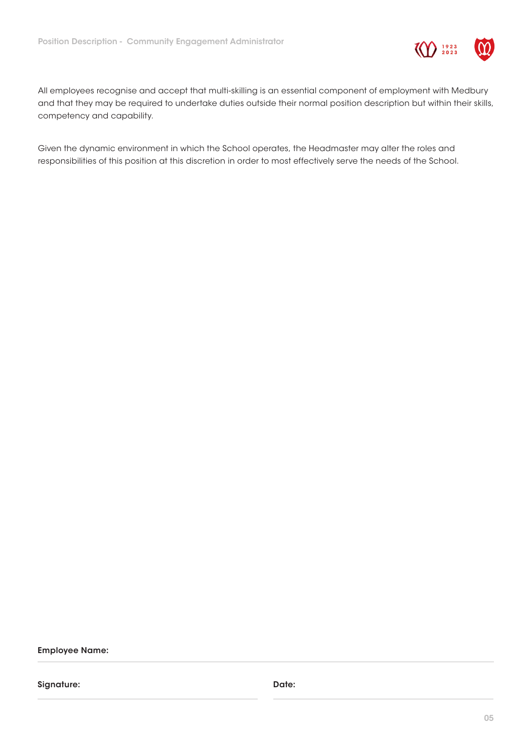All employees recognise and accept that multi-skilling is an essential component of employment with Medbury and that they may be required to undertake duties outside their normal position description but within their skills, competency and capability.

Given the dynamic environment in which the School operates, the Headmaster may alter the roles and responsibilities of this position at this discretion in order to most effectively serve the needs of the School.

**Employee Name:**

**Signature:**

**Date:**